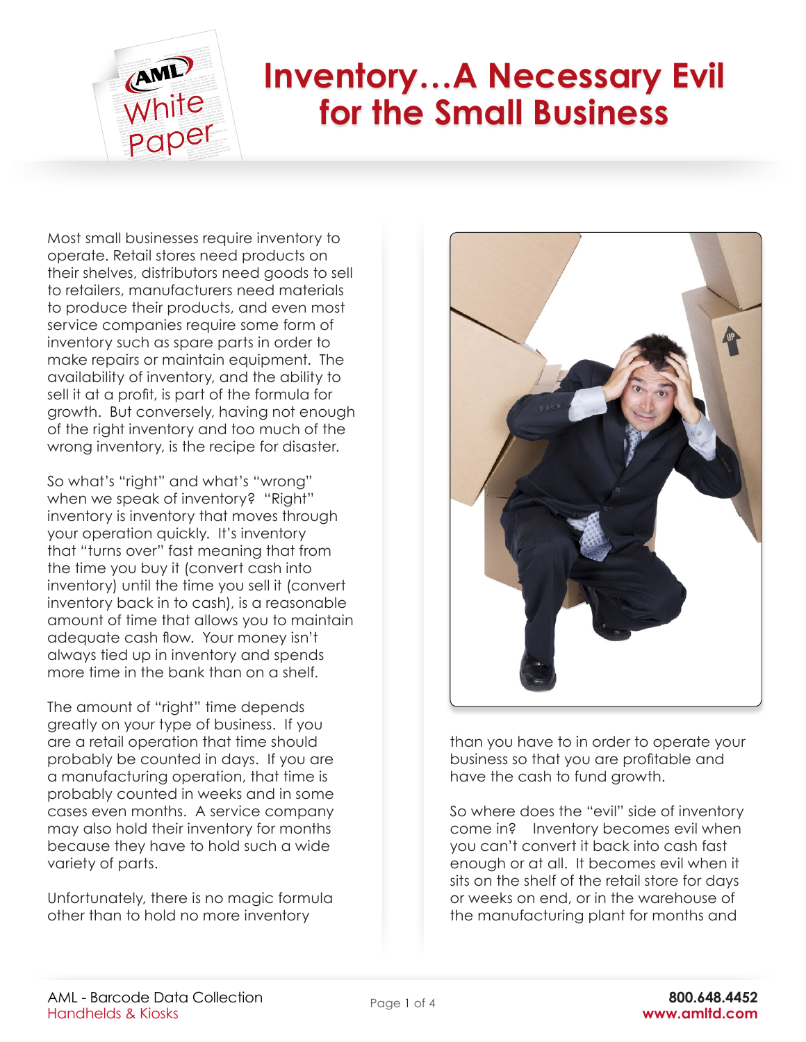# Inventory…A Necessary Evil for the Small Business

Most small businesses require inventory to operate. Retail stores need products on their shelves, distributors need goods to sell to retailers, manufacturers need materials to produce their products, and even most service companies require some form of inventory such as spare parts in order to make repairs or maintain equipment. The availability of inventory, and the ability to sell it at a profit, is part of the formula for growth. But conversely, having not enough of the right inventory and too much of the wrong inventory, is the recipe for disaster.

So what's "right" and what's "wrong" when we speak of inventory? "Right" inventory is inventory that moves through your operation quickly. It's inventory that "turns over" fast meaning that from the time you buy it (convert cash into inventory) until the time you sell it (convert inventory back in to cash), is a reasonable amount of time that allows you to maintain adequate cash flow. Your money isn't always tied up in inventory and spends more time in the bank than on a shelf.

The amount of "right" time depends greatly on your type of business. If you are a retail operation that time should probably be counted in days. If you are a manufacturing operation, that time is probably counted in weeks and in some cases even months. A service company may also hold their inventory for months because they have to hold such a wide variety of parts.

Unfortunately, there is no magic formula other than to hold no more inventory than you have to in order to operate your business so that you are profitable and have the cash to fund growth.

So where does the "evil" side of inventory come in? Inventory becomes evil when you can't convert it back into cash fast enough or at all. It becomes evil when it sits on the shelf of the retail store for days or weeks on end, or in the warehouse of the manufacturing plant for months and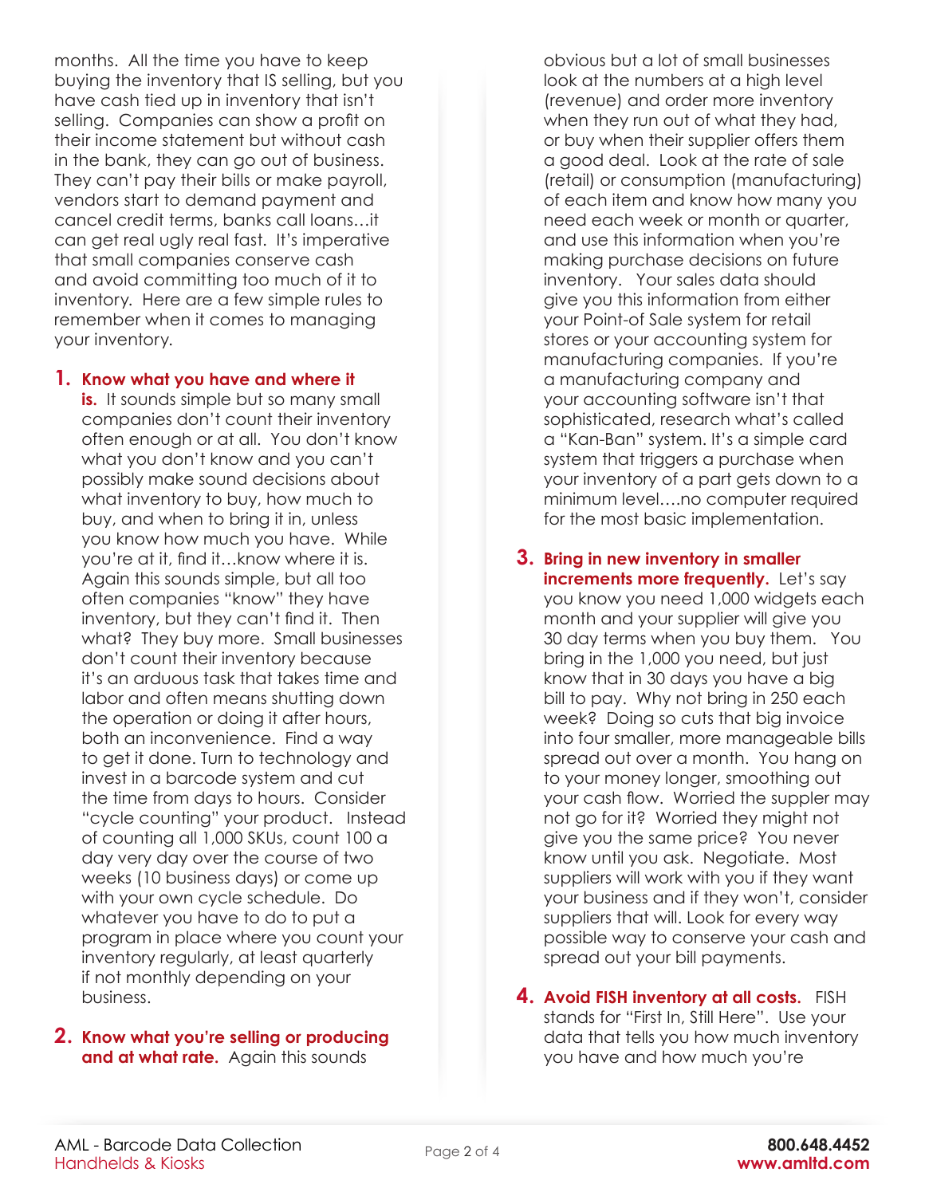months. All the time you have to keep buying the inventory that IS selling, but you have cash tied up in inventory that isn't selling. Companies can show a profit on their income statement but without cash in the bank, they can go out of business. They can't pay their bills or make payroll, vendors start to demand payment and cancel credit terms, banks call loans…it can get real ugly real fast. It's imperative that small companies conserve cash and avoid committing too much of it to inventory. Here are a few simple rules to remember when it comes to managing your inventory.

1. **Know what you have and where it is.** It sounds simple but so many small companies don't count their inventory often enough or at all. You don't know what you don't know and you can't possibly make sound decisions about what inventory to buy, how much to buy, and when to bring it in, unless you know how much you have. While you're at it, find it…know where it is. Again this sounds simple, but all too often companies "know" they have inventory, but they can't find it. Then what? They buy more. Small businesses don't count their inventory because it's an arduous task that takes time and labor and often means shutting down the operation or doing it after hours, both an inconvenience. Find a way to get it done. Turn to technology and invest in a barcode system and cut the time from days to hours. Consider "cycle counting" your product. Instead of counting all 1,000 SKUs, count 100 a day very day over the course of two weeks (10 business days) or come up with your own cycle schedule. Do whatever you have to do to put a program in place where you count your inventory regularly, at least quarterly if not monthly depending on your business.

2. **Know what you're selling or producing and at what rate.** Again this sounds obvious but a lot of small businesses look at the numbers at a high level (revenue) and order more inventory when they run out of what they had, or buy when their supplier offers them a good deal. Look at the rate of sale (retail) or consumption (manufacturing) of each item and know how many you need each week or month or quarter, and use this information when you're making purchase decisions on future inventory. Your sales data should give you this information from either your Point-of Sale system for retail stores or your accounting system for manufacturing companies. If you're a manufacturing company and your accounting software isn't that sophisticated, research what's called a "Kan-Ban" system. It's a simple card system that triggers a purchase when your inventory of a part gets down to a minimum level….no computer required for the most basic implementation.

3. **Bring in new inventory in smaller increments more frequently.** Let's say you know you need 1,000 widgets each month and your supplier will give you 30 day terms when you buy them. You bring in the 1,000 you need, but just know that in 30 days you have a big bill to pay. Why not bring in 250 each week? Doing so cuts that big invoice into four smaller, more manageable bills spread out over a month. You hang on to your money longer, smoothing out your cash flow. Worried the suppler may not go for it? Worried they might not give you the same price? You never know until you ask. Negotiate. Most suppliers will work with you if they want your business and if they won't, consider suppliers that will. Look for every way possible way to conserve your cash and spread out your bill payments.

4. **Avoid FISH inventory at all costs.** FISH stands for "First In, Still Here". Use your data that tells you how much inventory you have and how much you're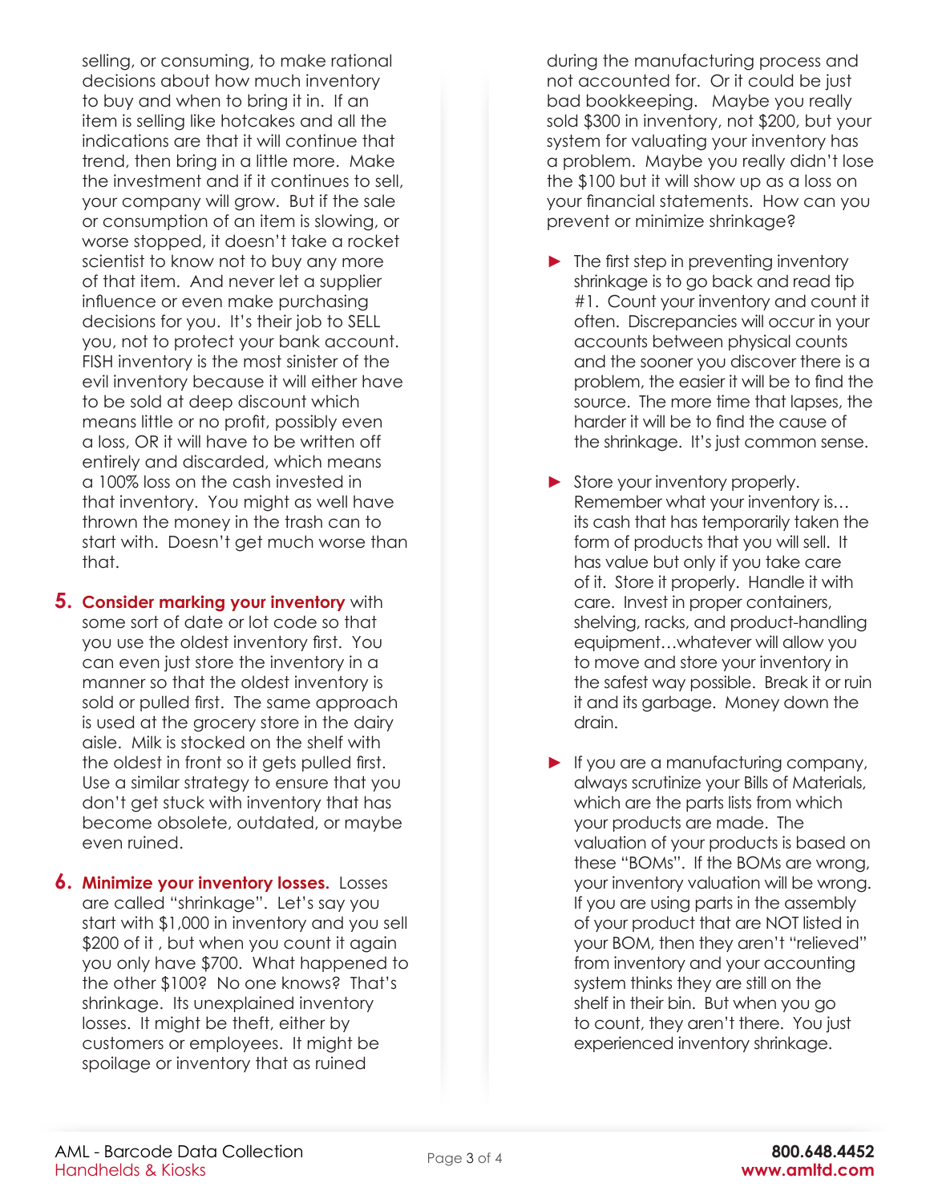selling, or consuming, to make rational decisions about how much inventory to buy and when to bring it in. If an item is selling like hotcakes and all the indications are that it will continue that trend, then bring in a little more. Make the investment and if it continues to sell, your company will grow. But if the sale or consumption of an item is slowing, or worse stopped, it doesn't take a rocket scientist to know not to buy any more of that item. And never let a supplier influence or even make purchasing decisions for you. It's their job to SELL you, not to protect your bank account. FISH inventory is the most sinister of the evil inventory because it will either have to be sold at deep discount which means little or no profit, possibly even a loss, OR it will have to be written off entirely and discarded, which means a 100% loss on the cash invested in that inventory. You might as well have thrown the money in the trash can to start with. Doesn't get much worse than that.

5. **Consider marking your inventory** with some sort of date or lot code so that you use the oldest inventory first. You can even just store the inventory in a manner so that the oldest inventory is sold or pulled first. The same approach is used at the grocery store in the dairy aisle. Milk is stocked on the shelf with the oldest in front so it gets pulled first. Use a similar strategy to ensure that you don't get stuck with inventory that has become obsolete, outdated, or maybe even ruined.

6. **Minimize your inventory losses.** Losses are called "shrinkage". Let's say you start with $1,000 in inventory and you sell $200 of it , but when you count it again you only have $700. What happened to the other $100? No one knows? That's shrinkage. Its unexplained inventory losses. It might be theft, either by customers or employees. It might be spoilage or inventory that as ruined during the manufacturing process and not accounted for. Or it could be just bad bookkeeping. Maybe you really sold $300 in inventory, not $200, but your system for valuating your inventory has a problem. Maybe you really didn't lose the $100 but it will show up as a loss on your financial statements. How can you prevent or minimize shrinkage?

   - The first step in preventing inventory shrinkage is to go back and read tip #1. Count your inventory and count it often. Discrepancies will occur in your accounts between physical counts and the sooner you discover there is a problem, the easier it will be to find the source. The more time that lapses, the harder it will be to find the cause of the shrinkage. It's just common sense.

   - Store your inventory properly. Remember what your inventory is… its cash that has temporarily taken the form of products that you will sell. It has value but only if you take care of it. Store it properly. Handle it with care. Invest in proper containers, shelving, racks, and product-handling equipment…whatever will allow you to move and store your inventory in the safest way possible. Break it or ruin it and its garbage. Money down the drain.

   - If you are a manufacturing company, always scrutinize your Bills of Materials, which are the parts lists from which your products are made. The valuation of your products is based on these "BOMs". If the BOMs are wrong, your inventory valuation will be wrong. If you are using parts in the assembly of your product that are NOT listed in your BOM, then they aren't "relieved" from inventory and your accounting system thinks they are still on the shelf in their bin. But when you go to count, they aren't there. You just experienced inventory shrinkage.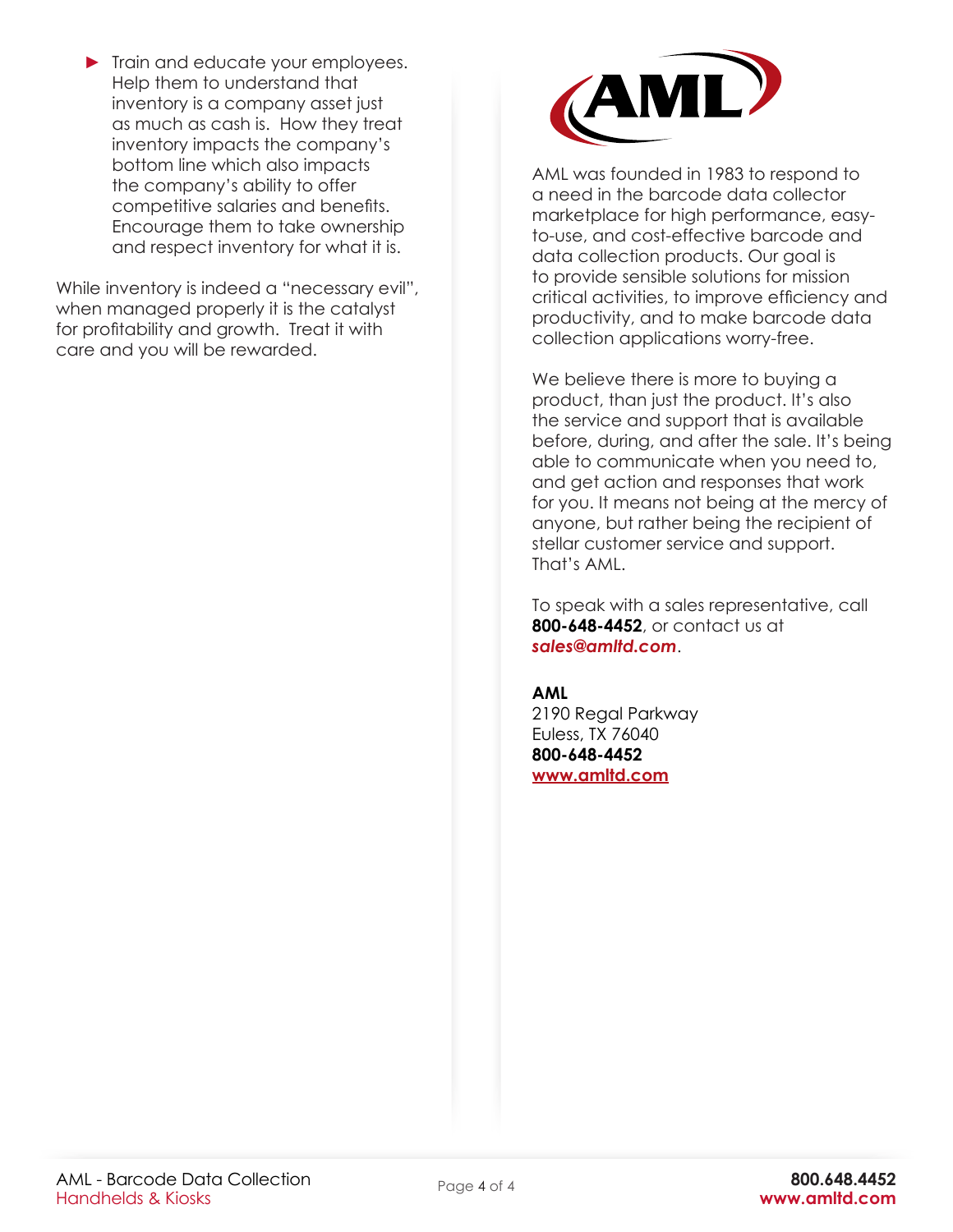- Train and educate your employees. Help them to understand that inventory is a company asset just as much as cash is. How they treat inventory impacts the company's bottom line which also impacts the company's ability to offer competitive salaries and benefits. Encourage them to take ownership and respect inventory for what it is.

While inventory is indeed a "necessary evil", when managed properly it is the catalyst for profitability and growth. Treat it with care and you will be rewarded.

AML was founded in 1983 to respond to a need in the barcode data collector marketplace for high performance, easy-to-use, and cost-effective barcode and data collection products. Our goal is to provide sensible solutions for mission critical activities, to improve efficiency and productivity, and to make barcode data collection applications worry-free.

We believe there is more to buying a product, than just the product. It's also the service and support that is available before, during, and after the sale. It's being able to communicate when you need to, and get action and responses that work for you. It means not being at the mercy of anyone, but rather being the recipient of stellar customer service and support. That's AML.

To speak with a sales representative, call **800-648-4452**, or contact us at ***sales@amltd.com***.

**AML**
2190 Regal Parkway
Euless, TX 76040
**800-648-4452**
**www.amltd.com**